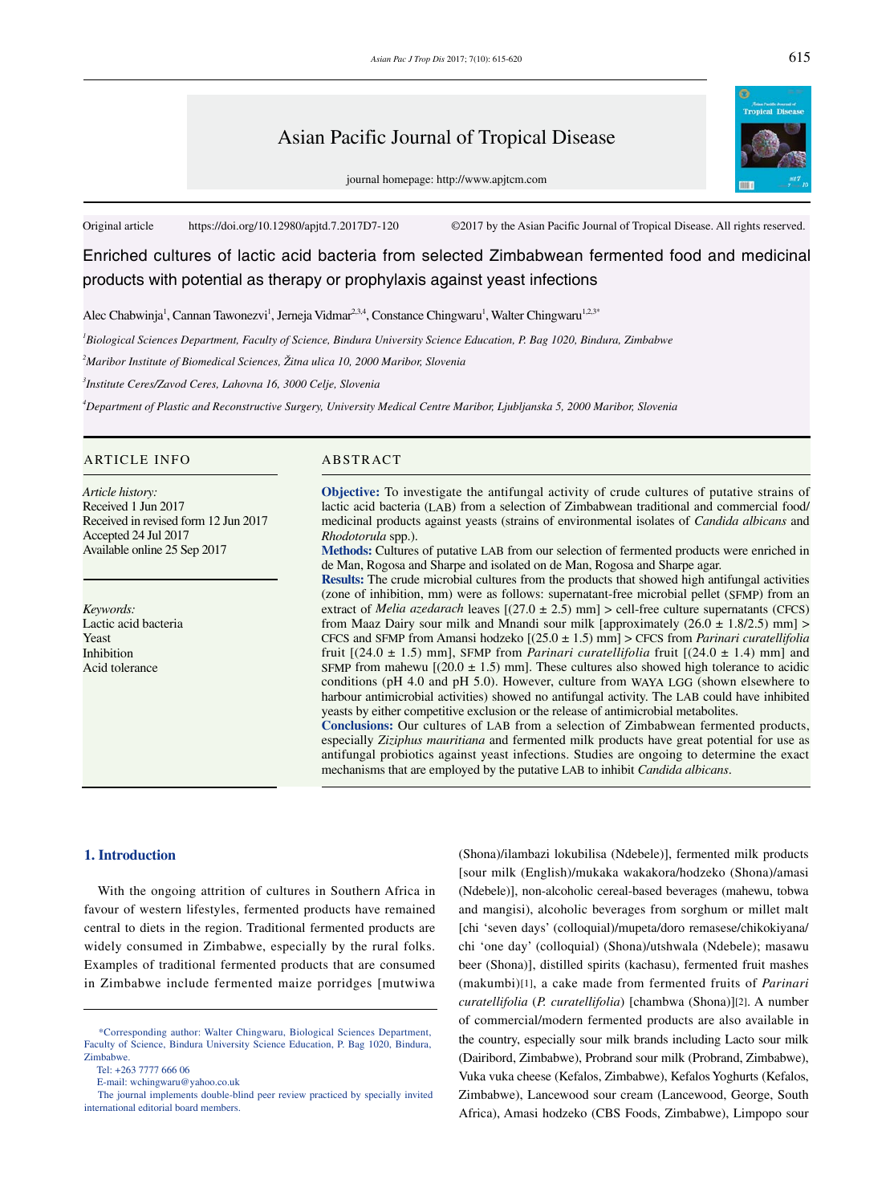Original article https://doi.org/10.12980/apjtd.7.2017D7-120 ©2017 by the Asian Pacific Journal of Tropical Disease. All rights reserved.

# Enriched cultures of lactic acid bacteria from selected Zimbabwean fermented food and medicinal products with potential as therapy or prophylaxis against yeast infections

Alec Chabwinja[1], Cannan Tawonezvi[1], Jerneja Vidmar[2,3,4], Constance Chingwaru[1], Walter Chingwaru[1,2,3*]

[1]*Biological Sciences Department, Faculty of Science, Bindura University Science Education, P. Bag 1020, Bindura, Zimbabwe*

[2]*Maribor Institute of Biomedical Sciences, Žitna ulica 10, 2000 Maribor, Slovenia*

[3]*Institute Ceres/Zavod Ceres, Lahovna 16, 3000 Celje, Slovenia*

[4]*Department of Plastic and Reconstructive Surgery, University Medical Centre Maribor, Ljubljanska 5, 2000 Maribor, Slovenia*

## ARTICLE INFO

*Article history:*
Received 1 Jun 2017
Received in revised form 12 Jun 2017
Accepted 24 Jul 2017
Available online 25 Sep 2017

*Keywords:*
Lactic acid bacteria
Yeast
Inhibition
Acid tolerance

## ABSTRACT

**Objective:** To investigate the antifungal activity of crude cultures of putative strains of lactic acid bacteria (LAB) from a selection of Zimbabwean traditional and commercial food/medicinal products against yeasts (strains of environmental isolates of *Candida albicans* and *Rhodotorula* spp.).

**Methods:** Cultures of putative LAB from our selection of fermented products were enriched in de Man, Rogosa and Sharpe and isolated on de Man, Rogosa and Sharpe agar.

**Results:** The crude microbial cultures from the products that showed high antifungal activities (zone of inhibition, mm) were as follows: supernatant-free microbial pellet (SFMP) from an extract of *Melia azedarach* leaves [(27.0 ± 2.5) mm] > cell-free culture supernatants (CFCS) from Maaz Dairy sour milk and Mnandi sour milk [approximately (26.0 ± 1.8/2.5) mm] > CFCS and SFMP from Amansi hodzeko [(25.0 ± 1.5) mm] > CFCS from *Parinari curatellifolia* fruit [(24.0 ± 1.5) mm], SFMP from *Parinari curatellifolia* fruit [(24.0 ± 1.4) mm] and SFMP from mahewu [(20.0 ± 1.5) mm]. These cultures also showed high tolerance to acidic conditions (pH 4.0 and pH 5.0). However, culture from WAYA LGG (shown elsewhere to harbour antimicrobial activities) showed no antifungal activity. The LAB could have inhibited yeasts by either competitive exclusion or the release of antimicrobial metabolites.

**Conclusions:** Our cultures of LAB from a selection of Zimbabwean fermented products, especially *Ziziphus mauritiana* and fermented milk products have great potential for use as antifungal probiotics against yeast infections. Studies are ongoing to determine the exact mechanisms that are employed by the putative LAB to inhibit *Candida albicans*.

## 1. Introduction

With the ongoing attrition of cultures in Southern Africa in favour of western lifestyles, fermented products have remained central to diets in the region. Traditional fermented products are widely consumed in Zimbabwe, especially by the rural folks. Examples of traditional fermented products that are consumed in Zimbabwe include fermented maize porridges [mutwiwa (Shona)/ilambazi lokubilisa (Ndebele)], fermented milk products [sour milk (English)/mukaka wakakora/hodzeko (Shona)/amasi (Ndebele)], non-alcoholic cereal-based beverages (mahewu, tobwa and mangisi), alcoholic beverages from sorghum or millet malt [chi 'seven days' (colloquial)/mupeta/doro remasese/chikokiyana/chi 'one day' (colloquial) (Shona)/utshwala (Ndebele); masawu beer (Shona)], distilled spirits (kachasu), fermented fruit mashes (makumbi)[1], a cake made from fermented fruits of *Parinari curatellifolia* (*P. curatellifolia*) [chambwa (Shona)][2]. A number of commercial/modern fermented products are also available in the country, especially sour milk brands including Lacto sour milk (Dairibord, Zimbabwe), Probrand sour milk (Probrand, Zimbabwe), Vuka vuka cheese (Kefalos, Zimbabwe), Kefalos Yoghurts (Kefalos, Zimbabwe), Lancewood sour cream (Lancewood, George, South Africa), Amasi hodzeko (CBS Foods, Zimbabwe), Limpopo sour

*Corresponding author: Walter Chingwaru, Biological Sciences Department, Faculty of Science, Bindura University Science Education, P. Bag 1020, Bindura, Zimbabwe.
Tel: +263 7777 666 06
E-mail: wchingwaru@yahoo.co.uk
The journal implements double-blind peer review practiced by specially invited international editorial board members.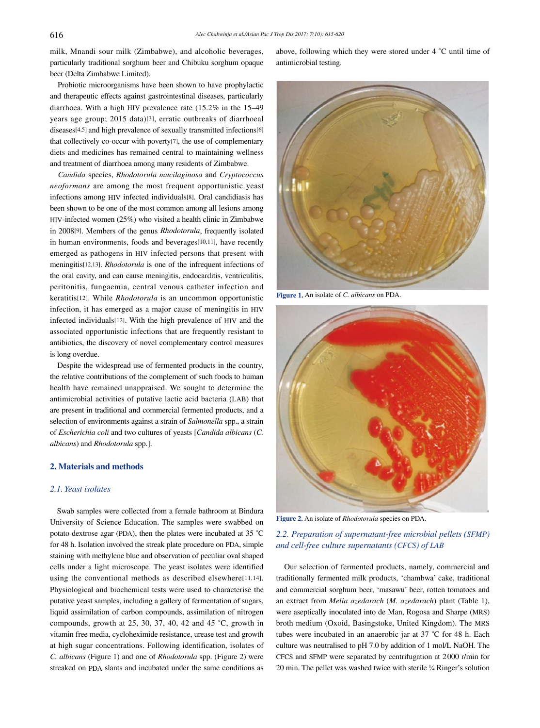milk, Mnandi sour milk (Zimbabwe), and alcoholic beverages, particularly traditional sorghum beer and Chibuku sorghum opaque beer (Delta Zimbabwe Limited).

Probiotic microorganisms have been shown to have prophylactic and therapeutic effects against gastrointestinal diseases, particularly diarrhoea. With a high HIV prevalence rate (15.2% in the 15–49 years age group; 2015 data)[3], erratic outbreaks of diarrhoeal diseases[4,5] and high prevalence of sexually transmitted infections[6] that collectively co-occur with poverty[7], the use of complementary diets and medicines has remained central to maintaining wellness and treatment of diarrhoea among many residents of Zimbabwe.

*Candida* species, *Rhodotorula mucilaginosa* and *Cryptococcus neoformans* are among the most frequent opportunistic yeast infections among HIV infected individuals[8]. Oral candidiasis has been shown to be one of the most common among all lesions among HIV-infected women (25%) who visited a health clinic in Zimbabwe in 2008[9]. Members of the genus *Rhodotorula*, frequently isolated in human environments, foods and beverages[10,11], have recently emerged as pathogens in HIV infected persons that present with meningitis[12,13]. *Rhodotorula* is one of the infrequent infections of the oral cavity, and can cause meningitis, endocarditis, ventriculitis, peritonitis, fungaemia, central venous catheter infection and keratitis[12]. While *Rhodotorula* is an uncommon opportunistic infection, it has emerged as a major cause of meningitis in HIV infected individuals[12]. With the high prevalence of HIV and the associated opportunistic infections that are frequently resistant to antibiotics, the discovery of novel complementary control measures is long overdue.

Despite the widespread use of fermented products in the country, the relative contributions of the complement of such foods to human health have remained unappraised. We sought to determine the antimicrobial activities of putative lactic acid bacteria (LAB) that are present in traditional and commercial fermented products, and a selection of environments against a strain of *Salmonella* spp., a strain of *Escherichia coli* and two cultures of yeasts [*Candida albicans* (*C. albicans*) and *Rhodotorula* spp.].

## 2. Materials and methods

### 2.1. Yeast isolates

Swab samples were collected from a female bathroom at Bindura University of Science Education. The samples were swabbed on potato dextrose agar (PDA), then the plates were incubated at 35 °C for 48 h. Isolation involved the streak plate procedure on PDA, simple staining with methylene blue and observation of peculiar oval shaped cells under a light microscope. The yeast isolates were identified using the conventional methods as described elsewhere[11,14]. Physiological and biochemical tests were used to characterise the putative yeast samples, including a gallery of fermentation of sugars, liquid assimilation of carbon compounds, assimilation of nitrogen compounds, growth at 25, 30, 37, 40, 42 and 45 °C, growth in vitamin free media, cycloheximide resistance, urease test and growth at high sugar concentrations. Following identification, isolates of *C. albicans* (Figure 1) and one of *Rhodotorula* spp. (Figure 2) were streaked on PDA slants and incubated under the same conditions as above, following which they were stored under 4 °C until time of antimicrobial testing.

**Figure 1.** An isolate of *C. albicans* on PDA.

**Figure 2.** An isolate of *Rhodotorula* species on PDA.

### 2.2. Preparation of supernatant-free microbial pellets (SFMP) and cell-free culture supernatants (CFCS) of LAB

Our selection of fermented products, namely, commercial and traditionally fermented milk products, 'chambwa' cake, traditional and commercial sorghum beer, 'masawu' beer, rotten tomatoes and an extract from *Melia azedarach* (*M. azedarach*) plant (Table 1), were aseptically inoculated into de Man, Rogosa and Sharpe (MRS) broth medium (Oxoid, Basingstoke, United Kingdom). The MRS tubes were incubated in an anaerobic jar at 37 °C for 48 h. Each culture was neutralised to pH 7.0 by addition of 1 mol/L NaOH. The CFCS and SFMP were separated by centrifugation at 2000 r/min for 20 min. The pellet was washed twice with sterile ¼ Ringer's solution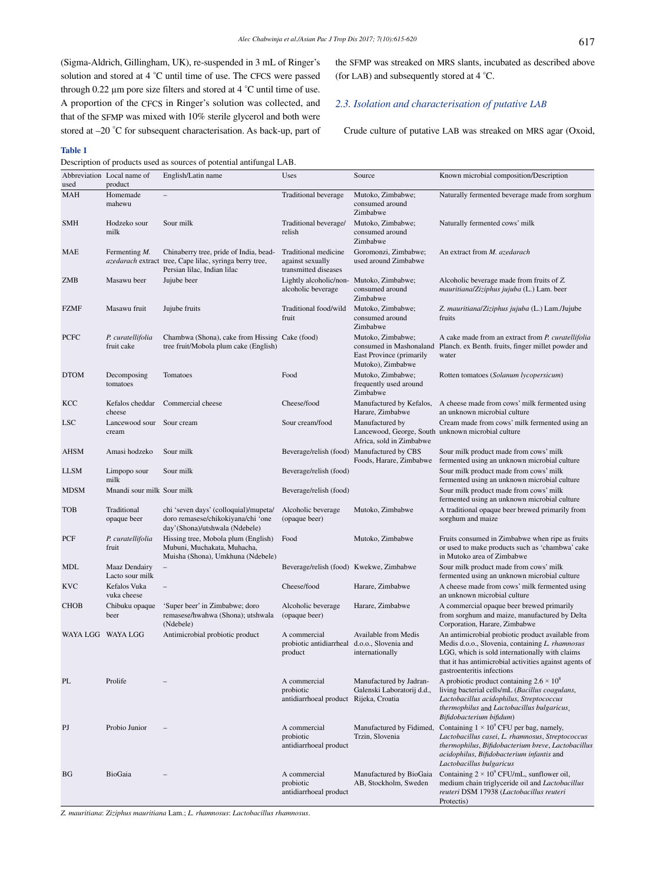(Sigma-Aldrich, Gillingham, UK), re-suspended in 3 mL of Ringer's solution and stored at 4 °C until time of use. The CFCS were passed through 0.22 µm pore size filters and stored at 4 °C until time of use. A proportion of the CFCS in Ringer's solution was collected, and that of the SFMP was mixed with 10% sterile glycerol and both were stored at –20 °C for subsequent characterisation. As back-up, part of the SFMP was streaked on MRS slants, incubated as described above (for LAB) and subsequently stored at 4 °C.

### 2.3. Isolation and characterisation of putative LAB

Crude culture of putative LAB was streaked on MRS agar (Oxoid,

**Table 1**

Description of products used as sources of potential antifungal LAB.

| Abbreviation used | Local name of product | English/Latin name | Uses | Source | Known microbial composition/Description |
|---|---|---|---|---|---|
| MAH | Homemade mahewu | – | Traditional beverage | Mutoko, Zimbabwe; consumed around Zimbabwe | Naturally fermented beverage made from sorghum |
| SMH | Hodzeko sour milk | Sour milk | Traditional beverage/ relish | Mutoko, Zimbabwe; consumed around Zimbabwe | Naturally fermented cows' milk |
| MAE | Fermenting *M. azedarach* extract | Chinaberry tree, pride of India, bead-tree, Cape lilac, syringa berry tree, Persian lilac, Indian lilac | Traditional medicine against sexually transmitted diseases | Goromonzi, Zimbabwe; used around Zimbabwe | An extract from *M. azedarach* |
| ZMB | Masawu beer | Jujube beer | Lightly alcoholic/non-alcoholic beverage | Mutoko, Zimbabwe; consumed around Zimbabwe | Alcoholic beverage made from fruits of *Z. mauritiana*/*Ziziphus jujuba* (L.) Lam. beer |
| FZMF | Masawu fruit | Jujube fruits | Traditional food/wild fruit | Mutoko, Zimbabwe; consumed around Zimbabwe | *Z. mauritiana*/*Ziziphus jujuba* (L.) Lam./Jujube fruits |
| PCFC | *P. curatellifolia* fruit cake | Chambwa (Shona), cake from Hissing tree fruit/Mobola plum cake (English) | Cake (food) | Mutoko, Zimbabwe; consumed in Mashonaland East Province (primarily Mutoko), Zimbabwe | A cake made from an extract from *P. curatellifolia* Planch. ex Benth. fruits, finger millet powder and water |
| DTOM | Decomposing tomatoes | Tomatoes | Food | Mutoko, Zimbabwe; frequently used around Zimbabwe | Rotten tomatoes (*Solanum lycopersicum*) |
| KCC | Kefalos cheddar cheese | Commercial cheese | Cheese/food | Manufactured by Kefalos, Harare, Zimbabwe | A cheese made from cows' milk fermented using an unknown microbial culture |
| LSC | Lancewood sour cream | Sour cream | Sour cream/food | Manufactured by Lancewood, George, South Africa, sold in Zimbabwe | Cream made from cows' milk fermented using an unknown microbial culture |
| AHSM | Amasi hodzeko | Sour milk | Beverage/relish (food) | Manufactured by CBS Foods, Harare, Zimbabwe | Sour milk product made from cows' milk fermented using an unknown microbial culture |
| LLSM | Limpopo sour milk | Sour milk | Beverage/relish (food) | | Sour milk product made from cows' milk fermented using an unknown microbial culture |
| MDSM | Mnandi sour milk | Sour milk | Beverage/relish (food) | | Sour milk product made from cows' milk fermented using an unknown microbial culture |
| TOB | Traditional opaque beer | chi 'seven days' (colloquial)/mupeta/ doro remasese/chikokiyana/chi 'one day'(Shona)/utshwala (Ndebele) | Alcoholic beverage (opaque beer) | Mutoko, Zimbabwe | A traditional opaque beer brewed primarily from sorghum and maize |
| PCF | *P. curatellifolia* fruit | Hissing tree, Mobola plum (English) Mubuni, Muchakata, Muhacha, Muisha (Shona), Umkhuna (Ndebele) | Food | Mutoko, Zimbabwe | Fruits consumed in Zimbabwe when ripe as fruits or used to make products such as 'chambwa' cake in Mutoko area of Zimbabwe |
| MDL | Maaz Dendairy Lacto sour milk | – | Beverage/relish (food) | Kwekwe, Zimbabwe | Sour milk product made from cows' milk fermented using an unknown microbial culture |
| KVC | Kefalos Vuka vuka cheese | – | Cheese/food | Harare, Zimbabwe | A cheese made from cows' milk fermented using an unknown microbial culture |
| CHOB | Chibuku opaque beer | 'Super beer' in Zimbabwe; doro remasese/hwahwa (Shona); utshwala (Ndebele) | Alcoholic beverage (opaque beer) | Harare, Zimbabwe | A commercial opaque beer brewed primarily from sorghum and maize, manufactured by Delta Corporation, Harare, Zimbabwe |
| WAYA LGG | WAYA LGG | Antimicrobial probiotic product | A commercial probiotic antidiarrheal product | Available from Medis d.o.o., Slovenia and internationally | An antimicrobial probiotic product available from Medis d.o.o., Slovenia, containing *L. rhamnosus* LGG, which is sold internationally with claims that it has antimicrobial activities against agents of gastroenteritis infections |
| PL | Prolife | – | A commercial probiotic antidiarrhoeal product | Manufactured by Jadran-Galenski Laboratorij d.d., Rijeka, Croatia | A probiotic product containing $2.6 \times 10^8$ living bacterial cells/mL (*Bacillus coagulans*, *Lactobacillus acidophilus*, *Streptococcus thermophilus* and *Lactobacillus bulgaricus*, *Bifidobacterium bifidum*) |
| PJ | Probio Junior | – | A commercial probiotic antidiarrhoeal product | Manufactured by Fidimed, Trzin, Slovenia | Containing $1 \times 10^9$ CFU per bag, namely, *Lactobacillus casei*, *L. rhamnosus*, *Streptococcus thermophilus*, *Bifidobacterium breve*, *Lactobacillus acidophilus*, *Bifidobacterium infantis* and *Lactobacillus bulgaricus* |
| BG | BioGaia | – | A commercial probiotic antidiarrhoeal product | Manufactured by BioGaia AB, Stockholm, Sweden | Containing $2 \times 10^9$ CFU/mL, sunflower oil, medium chain triglyceride oil and *Lactobacillus reuteri* DSM 17938 (*Lactobacillus reuteri* Protectis) |

*Z. mauritiana*: *Ziziphus mauritiana* Lam.; *L. rhamnosus*: *Lactobacillus rhamnosus*.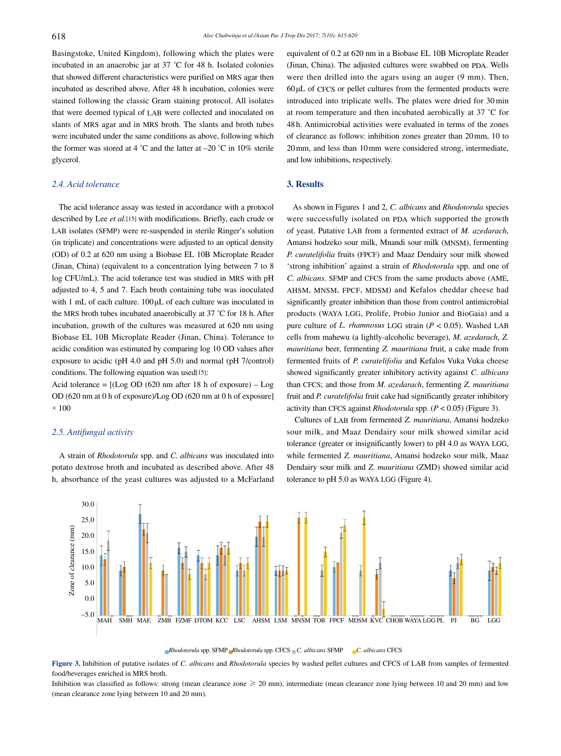Basingstoke, United Kingdom), following which the plates were incubated in an anaerobic jar at 37 °C for 48 h. Isolated colonies that showed different characteristics were purified on MRS agar then incubated as described above. After 48 h incubation, colonies were stained following the classic Gram staining protocol. All isolates that were deemed typical of LAB were collected and inoculated on slants of MRS agar and in MRS broth. The slants and broth tubes were incubated under the same conditions as above, following which the former was stored at 4 °C and the latter at –20 °C in 10% sterile glycerol.

### *2.4. Acid tolerance*

The acid tolerance assay was tested in accordance with a protocol described by Lee *et al.*[15] with modifications. Briefly, each crude or LAB isolates (SFMP) were re-suspended in sterile Ringer's solution (in triplicate) and concentrations were adjusted to an optical density (OD) of 0.2 at 620 nm using a Biobase EL 10B Microplate Reader (Jinan, China) (equivalent to a concentration lying between 7 to 8 log CFU/mL). The acid tolerance test was studied in MRS with pH adjusted to 4, 5 and 7. Each broth containing tube was inoculated with 1 mL of each culture. 100 μL of each culture was inoculated in the MRS broth tubes incubated anaerobically at 37 °C for 18 h. After incubation, growth of the cultures was measured at 620 nm using Biobase EL 10B Microplate Reader (Jinan, China). Tolerance to acidic condition was estimated by comparing log 10 OD values after exposure to acidic (pH 4.0 and pH 5.0) and normal (pH 7/control) conditions. The following equation was used[15]:

Acid tolerance = [(Log OD (620 nm after 18 h of exposure) – Log OD (620 nm at 0 h of exposure)/Log OD (620 nm at 0 h of exposure] × 100

### *2.5. Antifungal activity*

A strain of *Rhodotorula* spp. and *C. albicans* was inoculated into potato dextrose broth and incubated as described above. After 48 h, absorbance of the yeast cultures was adjusted to a McFarland equivalent of 0.2 at 620 nm in a Biobase EL 10B Microplate Reader (Jinan, China). The adjusted cultures were swabbed on PDA. Wells were then drilled into the agars using an auger (9 mm). Then, 60 μL of CFCS or pellet cultures from the fermented products were introduced into triplicate wells. The plates were dried for 30 min at room temperature and then incubated aerobically at 37 °C for 48 h. Antimicrobial activities were evaluated in terms of the zones of clearance as follows: inhibition zones greater than 20 mm, 10 to 20 mm, and less than 10 mm were considered strong, intermediate, and low inhibitions, respectively.

## 3. Results

As shown in Figures 1 and 2, *C. albicans* and *Rhodotorula* species were successfully isolated on PDA which supported the growth of yeast. Putative LAB from a fermented extract of *M. azedarach*, Amansi hodzeko sour milk, Mnandi sour milk (MNSM), fermenting *P. curatelifolia* fruits (FPCF) and Maaz Dendairy sour milk showed 'strong inhibition' against a strain of *Rhodotorula* spp. and one of *C. albicans*. SFMP and CFCS from the same products above (AME, AHSM, MNSM, FPCF, MDSM) and Kefalos cheddar cheese had significantly greater inhibition than those from control antimicrobial products (WAYA LGG, Prolife, Probio Junior and BioGaia) and a pure culture of *L. rhamnosus* LGG strain ($P < 0.05$). Washed LAB cells from mahewu (a lightly-alcoholic beverage), *M. azedarach*, *Z. mauritiana* beer, fermenting *Z. mauritiana* fruit, a cake made from fermented fruits of *P. curatelifolia* and Kefalos Vuka Vuka cheese showed significantly greater inhibitory activity against *C. albicans* than CFCS; and those from *M. azedarach*, fermenting *Z. mauritiana* fruit and *P. curatelifolia* fruit cake had significantly greater inhibitory activity than CFCS against *Rhodotorula* spp. ($P < 0.05$) (Figure 3).

Cultures of LAB from fermented *Z. mauritiana*, Amansi hodzeko sour milk, and Maaz Dendairy sour milk showed similar acid tolerance (greater or insignificantly lower) to pH 4.0 as WAYA LGG, while fermented *Z. mauritiana*, Amansi hodzeko sour milk, Maaz Dendairy sour milk and *Z. mauritiana* (ZMD) showed similar acid tolerance to pH 5.0 as WAYA LGG (Figure 4).

**Figure 3.** Inhibition of putative isolates of *C. albicans* and *Rhodotorula* species by washed pellet cultures and CFCS of LAB from samples of fermented food/beverages enriched in MRS broth.

Inhibition was classified as follows: strong (mean clearance zone ⩾ 20 mm), intermediate (mean clearance zone lying between 10 and 20 mm) and low (mean clearance zone lying between 10 and 20 mm).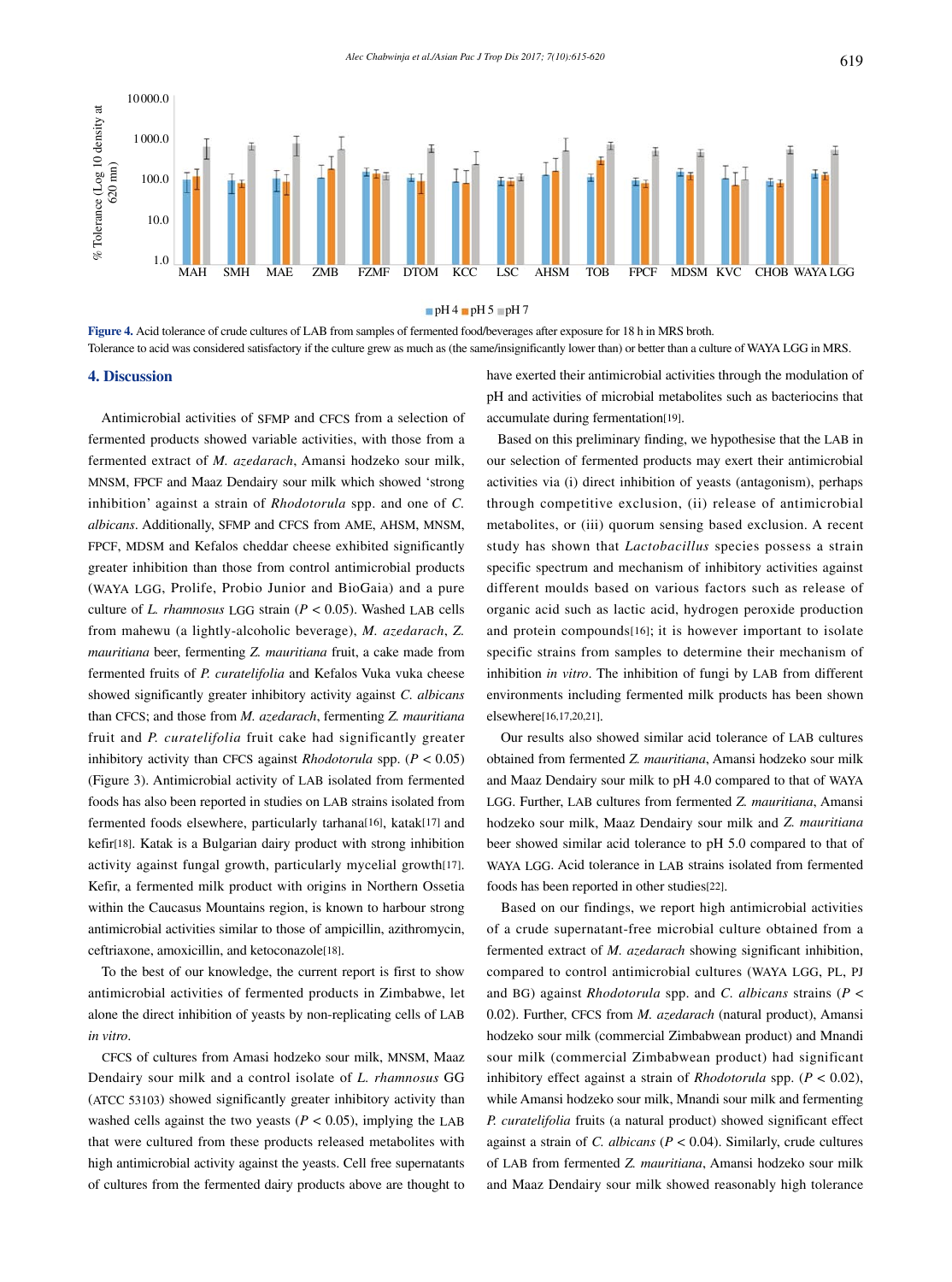Figure 4. Acid tolerance of crude cultures of LAB from samples of fermented food/beverages after exposure for 18 h in MRS broth.
Tolerance to acid was considered satisfactory if the culture grew as much as (the same/insignificantly lower than) or better than a culture of WAYA LGG in MRS.

## 4. Discussion

Antimicrobial activities of SFMP and CFCS from a selection of fermented products showed variable activities, with those from a fermented extract of *M. azedarach*, Amansi hodzeko sour milk, MNSM, FPCF and Maaz Dendairy sour milk which showed 'strong inhibition' against a strain of *Rhodotorula* spp. and one of *C. albicans*. Additionally, SFMP and CFCS from AME, AHSM, MNSM, FPCF, MDSM and Kefalos cheddar cheese exhibited significantly greater inhibition than those from control antimicrobial products (WAYA LGG, Prolife, Probio Junior and BioGaia) and a pure culture of *L. rhamnosus* LGG strain ($P < 0.05$). Washed LAB cells from mahewu (a lightly-alcoholic beverage), *M. azedarach*, *Z. mauritiana* beer, fermenting *Z. mauritiana* fruit, a cake made from fermented fruits of *P. curatelifolia* and Kefalos Vuka vuka cheese showed significantly greater inhibitory activity against *C. albicans* than CFCS; and those from *M. azedarach*, fermenting *Z. mauritiana* fruit and *P. curatelifolia* fruit cake had significantly greater inhibitory activity than CFCS against *Rhodotorula* spp. ($P < 0.05$) (Figure 3). Antimicrobial activity of LAB isolated from fermented foods has also been reported in studies on LAB strains isolated from fermented foods elsewhere, particularly tarhana[16], katak[17] and kefir[18]. Katak is a Bulgarian dairy product with strong inhibition activity against fungal growth, particularly mycelial growth[17]. Kefir, a fermented milk product with origins in Northern Ossetia within the Caucasus Mountains region, is known to harbour strong antimicrobial activities similar to those of ampicillin, azithromycin, ceftriaxone, amoxicillin, and ketoconazole[18].

To the best of our knowledge, the current report is first to show antimicrobial activities of fermented products in Zimbabwe, let alone the direct inhibition of yeasts by non-replicating cells of LAB *in vitro*.

CFCS of cultures from Amasi hodzeko sour milk, MNSM, Maaz Dendairy sour milk and a control isolate of *L. rhamnosus* GG (ATCC 53103) showed significantly greater inhibitory activity than washed cells against the two yeasts ($P < 0.05$), implying the LAB that were cultured from these products released metabolites with high antimicrobial activity against the yeasts. Cell free supernatants of cultures from the fermented dairy products above are thought to have exerted their antimicrobial activities through the modulation of pH and activities of microbial metabolites such as bacteriocins that accumulate during fermentation[19].

Based on this preliminary finding, we hypothesise that the LAB in our selection of fermented products may exert their antimicrobial activities via (i) direct inhibition of yeasts (antagonism), perhaps through competitive exclusion, (ii) release of antimicrobial metabolites, or (iii) quorum sensing based exclusion. A recent study has shown that *Lactobacillus* species possess a strain specific spectrum and mechanism of inhibitory activities against different moulds based on various factors such as release of organic acid such as lactic acid, hydrogen peroxide production and protein compounds[16]; it is however important to isolate specific strains from samples to determine their mechanism of inhibition *in vitro*. The inhibition of fungi by LAB from different environments including fermented milk products has been shown elsewhere[16,17,20,21].

Our results also showed similar acid tolerance of LAB cultures obtained from fermented *Z. mauritiana*, Amansi hodzeko sour milk and Maaz Dendairy sour milk to pH 4.0 compared to that of WAYA LGG. Further, LAB cultures from fermented *Z. mauritiana*, Amansi hodzeko sour milk, Maaz Dendairy sour milk and *Z. mauritiana* beer showed similar acid tolerance to pH 5.0 compared to that of WAYA LGG. Acid tolerance in LAB strains isolated from fermented foods has been reported in other studies[22].

Based on our findings, we report high antimicrobial activities of a crude supernatant-free microbial culture obtained from a fermented extract of *M. azedarach* showing significant inhibition, compared to control antimicrobial cultures (WAYA LGG, PL, PJ and BG) against *Rhodotorula* spp. and *C. albicans* strains ($P < 0.02$). Further, CFCS from *M. azedarach* (natural product), Amansi hodzeko sour milk (commercial Zimbabwean product) and Mnandi sour milk (commercial Zimbabwean product) had significant inhibitory effect against a strain of *Rhodotorula* spp. ($P < 0.02$), while Amansi hodzeko sour milk, Mnandi sour milk and fermenting *P. curatelifolia* fruits (a natural product) showed significant effect against a strain of *C. albicans* ($P < 0.04$). Similarly, crude cultures of LAB from fermented *Z. mauritiana*, Amansi hodzeko sour milk and Maaz Dendairy sour milk showed reasonably high tolerance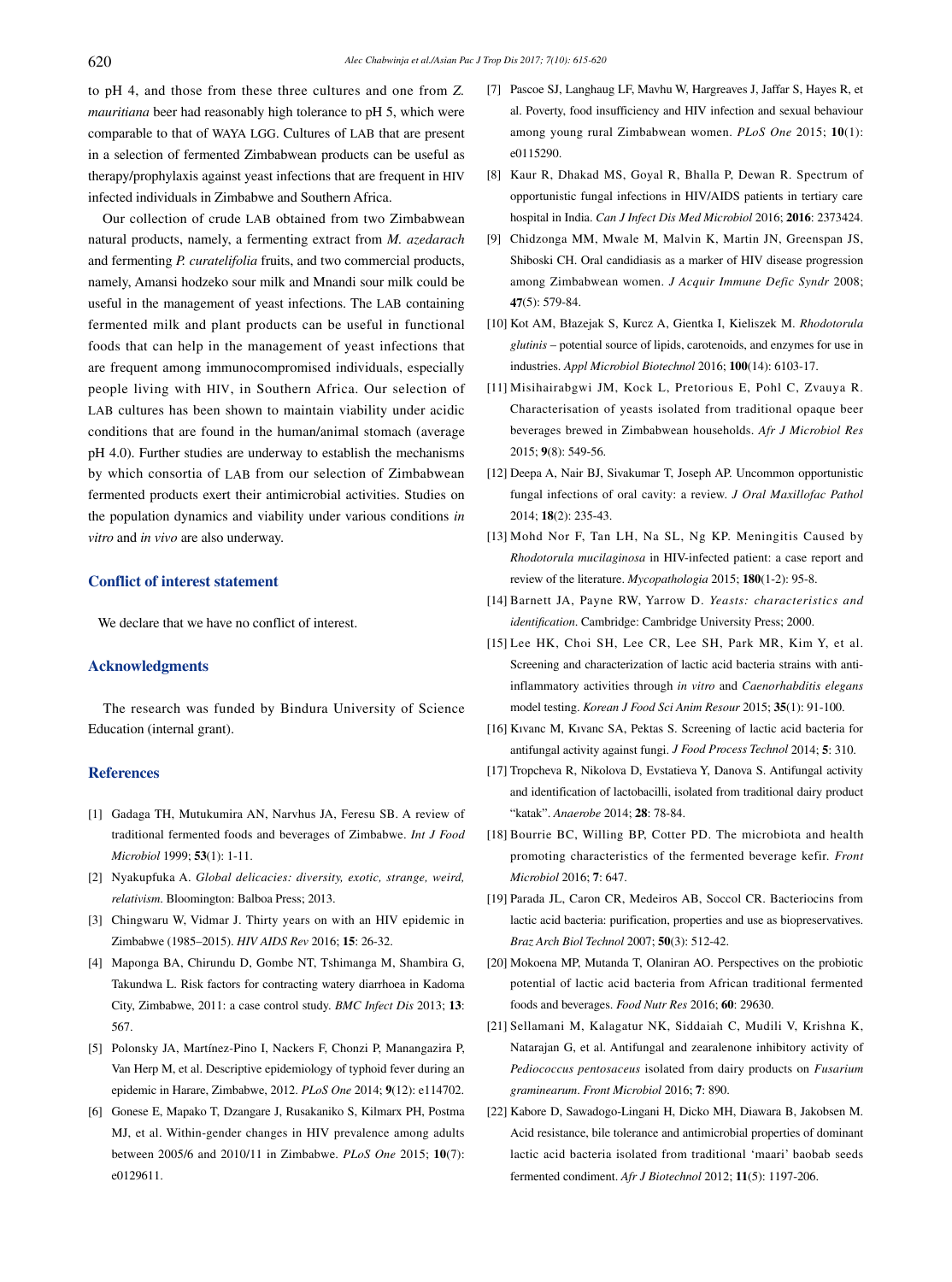to pH 4, and those from these three cultures and one from *Z. mauritiana* beer had reasonably high tolerance to pH 5, which were comparable to that of WAYA LGG. Cultures of LAB that are present in a selection of fermented Zimbabwean products can be useful as therapy/prophylaxis against yeast infections that are frequent in HIV infected individuals in Zimbabwe and Southern Africa.

Our collection of crude LAB obtained from two Zimbabwean natural products, namely, a fermenting extract from *M. azedarach* and fermenting *P. curatelifolia* fruits, and two commercial products, namely, Amansi hodzeko sour milk and Mnandi sour milk could be useful in the management of yeast infections. The LAB containing fermented milk and plant products can be useful in functional foods that can help in the management of yeast infections that are frequent among immunocompromised individuals, especially people living with HIV, in Southern Africa. Our selection of LAB cultures has been shown to maintain viability under acidic conditions that are found in the human/animal stomach (average pH 4.0). Further studies are underway to establish the mechanisms by which consortia of LAB from our selection of Zimbabwean fermented products exert their antimicrobial activities. Studies on the population dynamics and viability under various conditions *in vitro* and *in vivo* are also underway.

## Conflict of interest statement

We declare that we have no conflict of interest.

## Acknowledgments

The research was funded by Bindura University of Science Education (internal grant).

## References

[1] Gadaga TH, Mutukumira AN, Narvhus JA, Feresu SB. A review of traditional fermented foods and beverages of Zimbabwe. *Int J Food Microbiol* 1999; **53**(1): 1-11.

[2] Nyakupfuka A. *Global delicacies: diversity, exotic, strange, weird, relativism*. Bloomington: Balboa Press; 2013.

[3] Chingwaru W, Vidmar J. Thirty years on with an HIV epidemic in Zimbabwe (1985–2015). *HIV AIDS Rev* 2016; **15**: 26-32.

[4] Maponga BA, Chirundu D, Gombe NT, Tshimanga M, Shambira G, Takundwa L. Risk factors for contracting watery diarrhoea in Kadoma City, Zimbabwe, 2011: a case control study. *BMC Infect Dis* 2013; **13**: 567.

[5] Polonsky JA, Martínez-Pino I, Nackers F, Chonzi P, Manangazira P, Van Herp M, et al. Descriptive epidemiology of typhoid fever during an epidemic in Harare, Zimbabwe, 2012. *PLoS One* 2014; **9**(12): e114702.

[6] Gonese E, Mapako T, Dzangare J, Rusakaniko S, Kilmarx PH, Postma MJ, et al. Within-gender changes in HIV prevalence among adults between 2005/6 and 2010/11 in Zimbabwe. *PLoS One* 2015; **10**(7): e0129611.

[7] Pascoe SJ, Langhaug LF, Mavhu W, Hargreaves J, Jaffar S, Hayes R, et al. Poverty, food insufficiency and HIV infection and sexual behaviour among young rural Zimbabwean women. *PLoS One* 2015; **10**(1): e0115290.

[8] Kaur R, Dhakad MS, Goyal R, Bhalla P, Dewan R. Spectrum of opportunistic fungal infections in HIV/AIDS patients in tertiary care hospital in India. *Can J Infect Dis Med Microbiol* 2016; **2016**: 2373424.

[9] Chidzonga MM, Mwale M, Malvin K, Martin JN, Greenspan JS, Shiboski CH. Oral candidiasis as a marker of HIV disease progression among Zimbabwean women. *J Acquir Immune Defic Syndr* 2008; **47**(5): 579-84.

[10] Kot AM, Błazejak S, Kurcz A, Gientka I, Kieliszek M. *Rhodotorula glutinis* – potential source of lipids, carotenoids, and enzymes for use in industries. *Appl Microbiol Biotechnol* 2016; **100**(14): 6103-17.

[11] Misihairabgwi JM, Kock L, Pretorious E, Pohl C, Zvauya R. Characterisation of yeasts isolated from traditional opaque beer beverages brewed in Zimbabwean households. *Afr J Microbiol Res* 2015; **9**(8): 549-56.

[12] Deepa A, Nair BJ, Sivakumar T, Joseph AP. Uncommon opportunistic fungal infections of oral cavity: a review. *J Oral Maxillofac Pathol* 2014; **18**(2): 235-43.

[13] Mohd Nor F, Tan LH, Na SL, Ng KP. Meningitis Caused by *Rhodotorula mucilaginosa* in HIV-infected patient: a case report and review of the literature. *Mycopathologia* 2015; **180**(1-2): 95-8.

[14] Barnett JA, Payne RW, Yarrow D. *Yeasts: characteristics and identification*. Cambridge: Cambridge University Press; 2000.

[15] Lee HK, Choi SH, Lee CR, Lee SH, Park MR, Kim Y, et al. Screening and characterization of lactic acid bacteria strains with anti-inflammatory activities through *in vitro* and *Caenorhabditis elegans* model testing. *Korean J Food Sci Anim Resour* 2015; **35**(1): 91-100.

[16] Kıvanc M, Kıvanc SA, Pektas S. Screening of lactic acid bacteria for antifungal activity against fungi. *J Food Process Technol* 2014; **5**: 310.

[17] Tropcheva R, Nikolova D, Evstatieva Y, Danova S. Antifungal activity and identification of lactobacilli, isolated from traditional dairy product "katak". *Anaerobe* 2014; **28**: 78-84.

[18] Bourrie BC, Willing BP, Cotter PD. The microbiota and health promoting characteristics of the fermented beverage kefir. *Front Microbiol* 2016; **7**: 647.

[19] Parada JL, Caron CR, Medeiros AB, Soccol CR. Bacteriocins from lactic acid bacteria: purification, properties and use as biopreservatives. *Braz Arch Biol Technol* 2007; **50**(3): 512-42.

[20] Mokoena MP, Mutanda T, Olaniran AO. Perspectives on the probiotic potential of lactic acid bacteria from African traditional fermented foods and beverages. *Food Nutr Res* 2016; **60**: 29630.

[21] Sellamani M, Kalagatur NK, Siddaiah C, Mudili V, Krishna K, Natarajan G, et al. Antifungal and zearalenone inhibitory activity of *Pediococcus pentosaceus* isolated from dairy products on *Fusarium graminearum*. *Front Microbiol* 2016; **7**: 890.

[22] Kabore D, Sawadogo-Lingani H, Dicko MH, Diawara B, Jakobsen M. Acid resistance, bile tolerance and antimicrobial properties of dominant lactic acid bacteria isolated from traditional 'maari' baobab seeds fermented condiment. *Afr J Biotechnol* 2012; **11**(5): 1197-206.